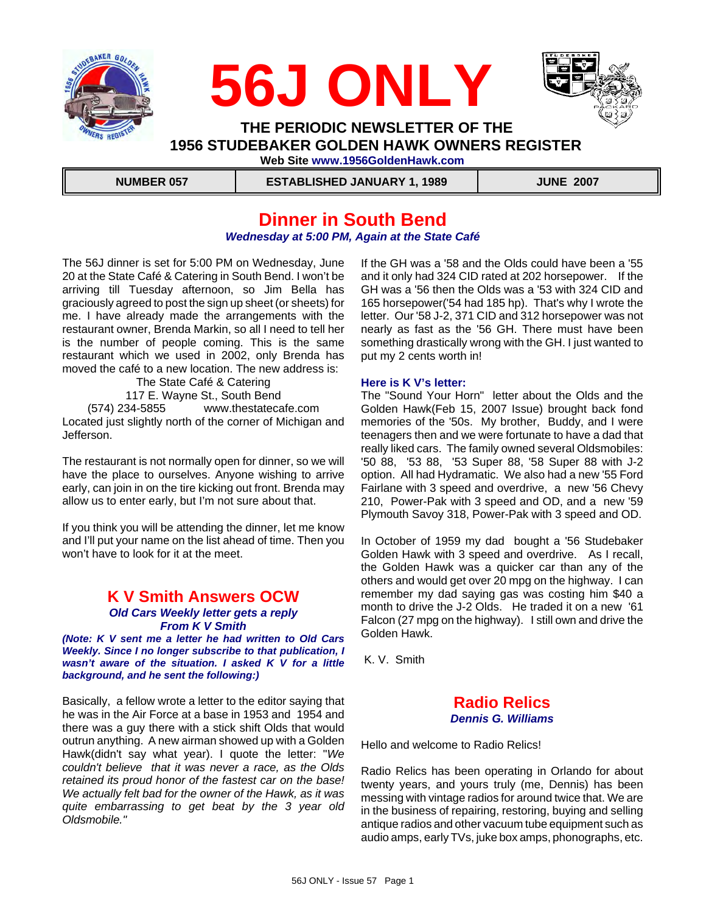# 56J ONLY

**THE PERIODIC NEWSLETTER OF THE**
**1956 STUDEBAKER GOLDEN HAWK OWNERS REGISTER**
**Web Site www.1956GoldenHawk.com**

| NUMBER 057 | ESTABLISHED JANUARY 1, 1989 | JUNE 2007 |
|---|---|---|

## Dinner in South Bend

***Wednesday at 5:00 PM, Again at the State Café***

The 56J dinner is set for 5:00 PM on Wednesday, June 20 at the State Café & Catering in South Bend. I won't be arriving till Tuesday afternoon, so Jim Bella has graciously agreed to post the sign up sheet (or sheets) for me. I have already made the arrangements with the restaurant owner, Brenda Markin, so all I need to tell her is the number of people coming. This is the same restaurant which we used in 2002, only Brenda has moved the café to a new location. The new address is:

The State Café & Catering
117 E. Wayne St., South Bend
(574) 234-5855 www.thestatecafe.com

Located just slightly north of the corner of Michigan and Jefferson.

The restaurant is not normally open for dinner, so we will have the place to ourselves. Anyone wishing to arrive early, can join in on the tire kicking out front. Brenda may allow us to enter early, but I'm not sure about that.

If you think you will be attending the dinner, let me know and I'll put your name on the list ahead of time. Then you won't have to look for it at the meet.

## K V Smith Answers OCW

***Old Cars Weekly letter gets a reply***
***From K V Smith***

***(Note: K V sent me a letter he had written to Old Cars Weekly. Since I no longer subscribe to that publication, I wasn't aware of the situation. I asked K V for a little background, and he sent the following:)***

Basically, a fellow wrote a letter to the editor saying that he was in the Air Force at a base in 1953 and 1954 and there was a guy there with a stick shift Olds that would outrun anything. A new airman showed up with a Golden Hawk(didn't say what year). I quote the letter: "*We couldn't believe that it was never a race, as the Olds retained its proud honor of the fastest car on the base! We actually felt bad for the owner of the Hawk, as it was quite embarrassing to get beat by the 3 year old Oldsmobile.*"

If the GH was a '58 and the Olds could have been a '55 and it only had 324 CID rated at 202 horsepower. If the GH was a '56 then the Olds was a '53 with 324 CID and 165 horsepower('54 had 185 hp). That's why I wrote the letter. Our '58 J-2, 371 CID and 312 horsepower was not nearly as fast as the '56 GH. There must have been something drastically wrong with the GH. I just wanted to put my 2 cents worth in!

**Here is K V's letter:**

The "Sound Your Horn" letter about the Olds and the Golden Hawk(Feb 15, 2007 Issue) brought back fond memories of the '50s. My brother, Buddy, and I were teenagers then and we were fortunate to have a dad that really liked cars. The family owned several Oldsmobiles: '50 88, '53 88, '53 Super 88, '58 Super 88 with J-2 option. All had Hydramatic. We also had a new '55 Ford Fairlane with 3 speed and overdrive, a new '56 Chevy 210, Power-Pak with 3 speed and OD, and a new '59 Plymouth Savoy 318, Power-Pak with 3 speed and OD.

In October of 1959 my dad bought a '56 Studebaker Golden Hawk with 3 speed and overdrive. As I recall, the Golden Hawk was a quicker car than any of the others and would get over 20 mpg on the highway. I can remember my dad saying gas was costing him $40 a month to drive the J-2 Olds. He traded it on a new '61 Falcon (27 mpg on the highway). I still own and drive the Golden Hawk.

K. V. Smith

## Radio Relics

***Dennis G. Williams***

Hello and welcome to Radio Relics!

Radio Relics has been operating in Orlando for about twenty years, and yours truly (me, Dennis) has been messing with vintage radios for around twice that. We are in the business of repairing, restoring, buying and selling antique radios and other vacuum tube equipment such as audio amps, early TVs, juke box amps, phonographs, etc.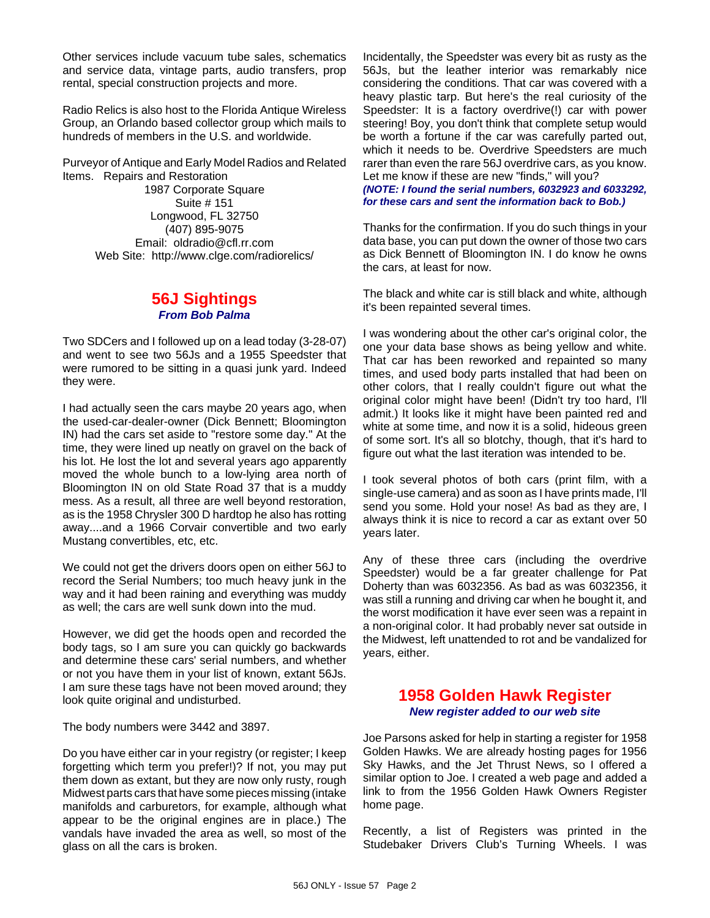Other services include vacuum tube sales, schematics and service data, vintage parts, audio transfers, prop rental, special construction projects and more.

Radio Relics is also host to the Florida Antique Wireless Group, an Orlando based collector group which mails to hundreds of members in the U.S. and worldwide.

Purveyor of Antique and Early Model Radios and Related Items. Repairs and Restoration

1987 Corporate Square
Suite # 151
Longwood, FL 32750
(407) 895-9075
Email: oldradio@cfl.rr.com
Web Site: http://www.clge.com/radiorelics/

## 56J Sightings

***From Bob Palma***

Two SDCers and I followed up on a lead today (3-28-07) and went to see two 56Js and a 1955 Speedster that were rumored to be sitting in a quasi junk yard. Indeed they were.

I had actually seen the cars maybe 20 years ago, when the used-car-dealer-owner (Dick Bennett; Bloomington IN) had the cars set aside to "restore some day." At the time, they were lined up neatly on gravel on the back of his lot. He lost the lot and several years ago apparently moved the whole bunch to a low-lying area north of Bloomington IN on old State Road 37 that is a muddy mess. As a result, all three are well beyond restoration, as is the 1958 Chrysler 300 D hardtop he also has rotting away....and a 1966 Corvair convertible and two early Mustang convertibles, etc, etc.

We could not get the drivers doors open on either 56J to record the Serial Numbers; too much heavy junk in the way and it had been raining and everything was muddy as well; the cars are well sunk down into the mud.

However, we did get the hoods open and recorded the body tags, so I am sure you can quickly go backwards and determine these cars' serial numbers, and whether or not you have them in your list of known, extant 56Js. I am sure these tags have not been moved around; they look quite original and undisturbed.

The body numbers were 3442 and 3897.

Do you have either car in your registry (or register; I keep forgetting which term you prefer!)? If not, you may put them down as extant, but they are now only rusty, rough Midwest parts cars that have some pieces missing (intake manifolds and carburetors, for example, although what appear to be the original engines are in place.) The vandals have invaded the area as well, so most of the glass on all the cars is broken.

Incidentally, the Speedster was every bit as rusty as the 56Js, but the leather interior was remarkably nice considering the conditions. That car was covered with a heavy plastic tarp. But here's the real curiosity of the Speedster: It is a factory overdrive(!) car with power steering! Boy, you don't think that complete setup would be worth a fortune if the car was carefully parted out, which it needs to be. Overdrive Speedsters are much rarer than even the rare 56J overdrive cars, as you know. Let me know if these are new "finds," will you?
***(NOTE: I found the serial numbers, 6032923 and 6033292, for these cars and sent the information back to Bob.)***

Thanks for the confirmation. If you do such things in your data base, you can put down the owner of those two cars as Dick Bennett of Bloomington IN. I do know he owns the cars, at least for now.

The black and white car is still black and white, although it's been repainted several times.

I was wondering about the other car's original color, the one your data base shows as being yellow and white. That car has been reworked and repainted so many times, and used body parts installed that had been on other colors, that I really couldn't figure out what the original color might have been! (Didn't try too hard, I'll admit.) It looks like it might have been painted red and white at some time, and now it is a solid, hideous green of some sort. It's all so blotchy, though, that it's hard to figure out what the last iteration was intended to be.

I took several photos of both cars (print film, with a single-use camera) and as soon as I have prints made, I'll send you some. Hold your nose! As bad as they are, I always think it is nice to record a car as extant over 50 years later.

Any of these three cars (including the overdrive Speedster) would be a far greater challenge for Pat Doherty than was 6032356. As bad as was 6032356, it was still a running and driving car when he bought it, and the worst modification it have ever seen was a repaint in a non-original color. It had probably never sat outside in the Midwest, left unattended to rot and be vandalized for years, either.

## 1958 Golden Hawk Register

***New register added to our web site***

Joe Parsons asked for help in starting a register for 1958 Golden Hawks. We are already hosting pages for 1956 Sky Hawks, and the Jet Thrust News, so I offered a similar option to Joe. I created a web page and added a link to from the 1956 Golden Hawk Owners Register home page.

Recently, a list of Registers was printed in the Studebaker Drivers Club's Turning Wheels. I was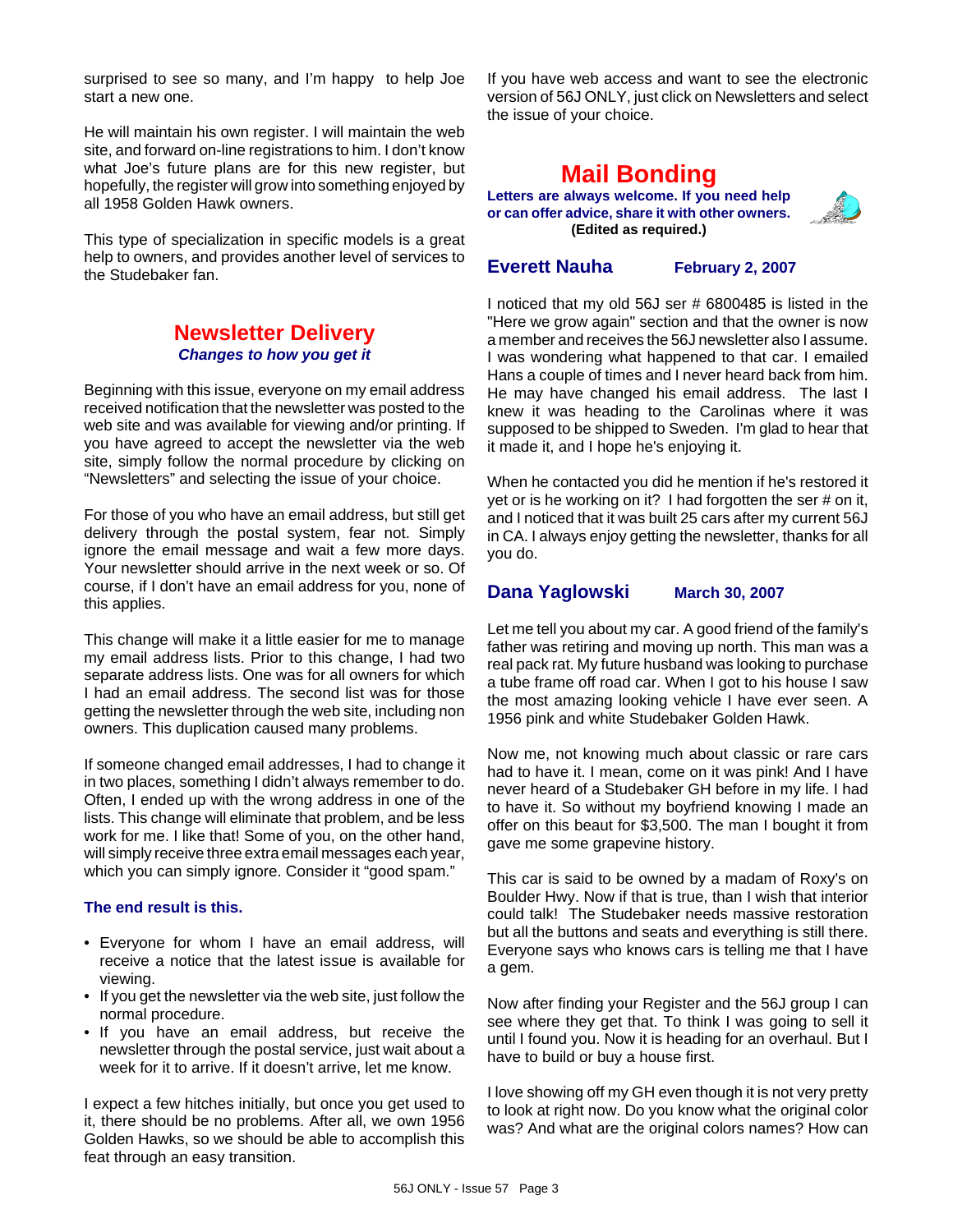surprised to see so many, and I'm happy to help Joe start a new one.

He will maintain his own register. I will maintain the web site, and forward on-line registrations to him. I don't know what Joe's future plans are for this new register, but hopefully, the register will grow into something enjoyed by all 1958 Golden Hawk owners.

This type of specialization in specific models is a great help to owners, and provides another level of services to the Studebaker fan.

## Newsletter Delivery

***Changes to how you get it***

Beginning with this issue, everyone on my email address received notification that the newsletter was posted to the web site and was available for viewing and/or printing. If you have agreed to accept the newsletter via the web site, simply follow the normal procedure by clicking on "Newsletters" and selecting the issue of your choice.

For those of you who have an email address, but still get delivery through the postal system, fear not. Simply ignore the email message and wait a few more days. Your newsletter should arrive in the next week or so. Of course, if I don't have an email address for you, none of this applies.

This change will make it a little easier for me to manage my email address lists. Prior to this change, I had two separate address lists. One was for all owners for which I had an email address. The second list was for those getting the newsletter through the web site, including non owners. This duplication caused many problems.

If someone changed email addresses, I had to change it in two places, something I didn't always remember to do. Often, I ended up with the wrong address in one of the lists. This change will eliminate that problem, and be less work for me. I like that! Some of you, on the other hand, will simply receive three extra email messages each year, which you can simply ignore. Consider it "good spam."

**The end result is this.**

- Everyone for whom I have an email address, will receive a notice that the latest issue is available for viewing.
- If you get the newsletter via the web site, just follow the normal procedure.
- If you have an email address, but receive the newsletter through the postal service, just wait about a week for it to arrive. If it doesn't arrive, let me know.

I expect a few hitches initially, but once you get used to it, there should be no problems. After all, we own 1956 Golden Hawks, so we should be able to accomplish this feat through an easy transition.

If you have web access and want to see the electronic version of 56J ONLY, just click on Newsletters and select the issue of your choice.

## Mail Bonding

**Letters are always welcome. If you need help or can offer advice, share it with other owners. (Edited as required.)**

### Everett Nauha — February 2, 2007

I noticed that my old 56J ser # 6800485 is listed in the "Here we grow again" section and that the owner is now a member and receives the 56J newsletter also I assume. I was wondering what happened to that car. I emailed Hans a couple of times and I never heard back from him. He may have changed his email address. The last I knew it was heading to the Carolinas where it was supposed to be shipped to Sweden. I'm glad to hear that it made it, and I hope he's enjoying it.

When he contacted you did he mention if he's restored it yet or is he working on it? I had forgotten the ser # on it, and I noticed that it was built 25 cars after my current 56J in CA. I always enjoy getting the newsletter, thanks for all you do.

### Dana Yaglowski — March 30, 2007

Let me tell you about my car. A good friend of the family's father was retiring and moving up north. This man was a real pack rat. My future husband was looking to purchase a tube frame off road car. When I got to his house I saw the most amazing looking vehicle I have ever seen. A 1956 pink and white Studebaker Golden Hawk.

Now me, not knowing much about classic or rare cars had to have it. I mean, come on it was pink! And I have never heard of a Studebaker GH before in my life. I had to have it. So without my boyfriend knowing I made an offer on this beaut for $3,500. The man I bought it from gave me some grapevine history.

This car is said to be owned by a madam of Roxy's on Boulder Hwy. Now if that is true, than I wish that interior could talk! The Studebaker needs massive restoration but all the buttons and seats and everything is still there. Everyone says who knows cars is telling me that I have a gem.

Now after finding your Register and the 56J group I can see where they get that. To think I was going to sell it until I found you. Now it is heading for an overhaul. But I have to build or buy a house first.

I love showing off my GH even though it is not very pretty to look at right now. Do you know what the original color was? And what are the original colors names? How can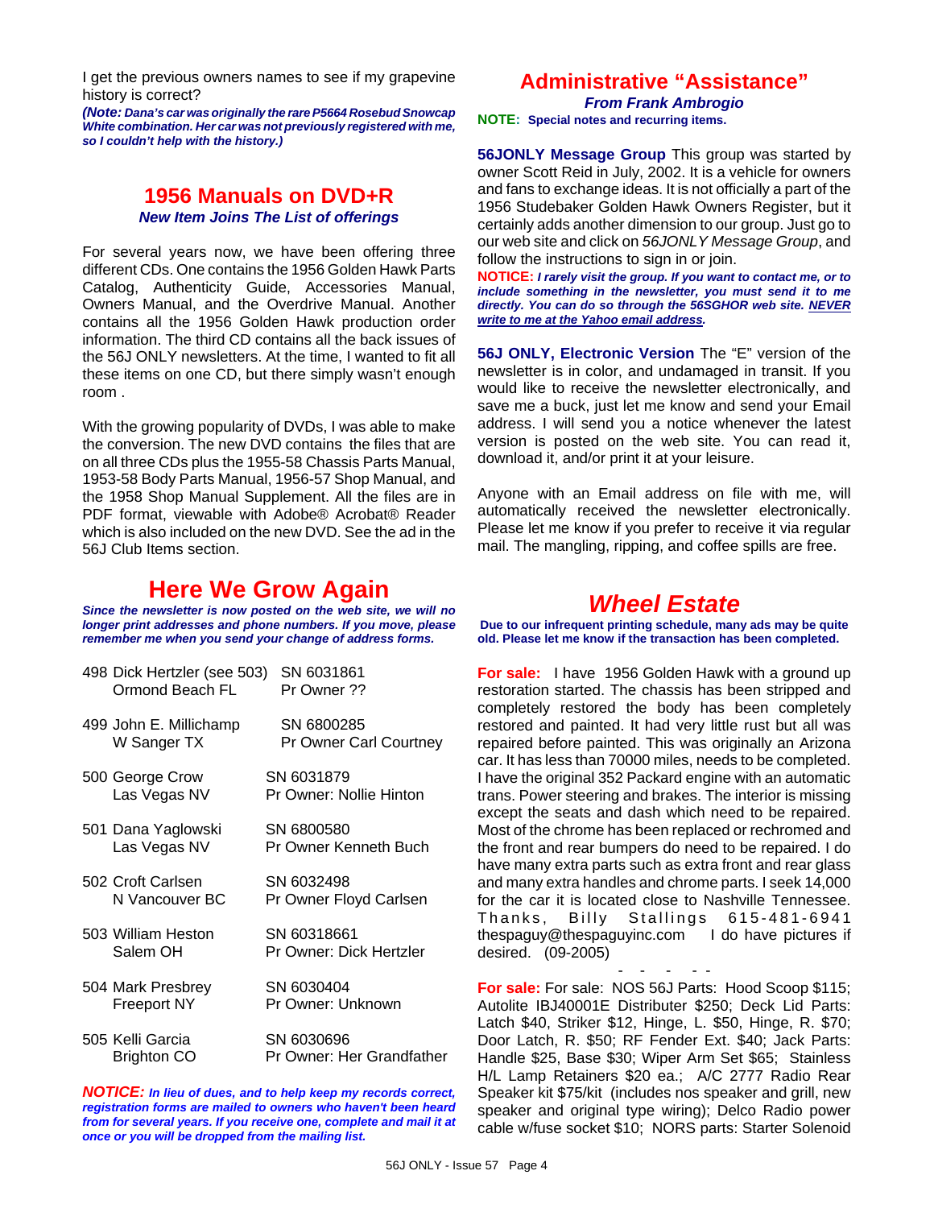I get the previous owners names to see if my grapevine history is correct?

***(Note:** Dana's car was originally the rare P5664 Rosebud Snowcap White combination. Her car was not previously registered with me, so I couldn't help with the history.)*

## 1956 Manuals on DVD+R

***New Item Joins The List of offerings***

For several years now, we have been offering three different CDs. One contains the 1956 Golden Hawk Parts Catalog, Authenticity Guide, Accessories Manual, Owners Manual, and the Overdrive Manual. Another contains all the 1956 Golden Hawk production order information. The third CD contains all the back issues of the 56J ONLY newsletters. At the time, I wanted to fit all these items on one CD, but there simply wasn't enough room .

With the growing popularity of DVDs, I was able to make the conversion. The new DVD contains the files that are on all three CDs plus the 1955-58 Chassis Parts Manual, 1953-58 Body Parts Manual, 1956-57 Shop Manual, and the 1958 Shop Manual Supplement. All the files are in PDF format, viewable with Adobe® Acrobat® Reader which is also included on the new DVD. See the ad in the 56J Club Items section.

## Here We Grow Again

***Since the newsletter is now posted on the web site, we will no longer print addresses and phone numbers. If you move, please remember me when you send your change of address forms.***

| | |
|---|---|
| 498 Dick Hertzler (see 503)<br>Ormond Beach FL | SN 6031861<br>Pr Owner ?? |
| 499 John E. Millichamp<br>W Sanger TX | SN 6800285<br>Pr Owner Carl Courtney |
| 500 George Crow<br>Las Vegas NV | SN 6031879<br>Pr Owner: Nollie Hinton |
| 501 Dana Yaglowski<br>Las Vegas NV | SN 6800580<br>Pr Owner Kenneth Buch |
| 502 Croft Carlsen<br>N Vancouver BC | SN 6032498<br>Pr Owner Floyd Carlsen |
| 503 William Heston<br>Salem OH | SN 60318661<br>Pr Owner: Dick Hertzler |
| 504 Mark Presbrey<br>Freeport NY | SN 6030404<br>Pr Owner: Unknown |
| 505 Kelli Garcia<br>Brighton CO | SN 6030696<br>Pr Owner: Her Grandfather |

***NOTICE:** In lieu of dues, and to help keep my records correct, registration forms are mailed to owners who haven't been heard from for several years. If you receive one, complete and mail it at once or you will be dropped from the mailing list.*

## Administrative "Assistance"

***From Frank Ambrogio***

**NOTE: Special notes and recurring items.**

**56JONLY Message Group** This group was started by owner Scott Reid in July, 2002. It is a vehicle for owners and fans to exchange ideas. It is not officially a part of the 1956 Studebaker Golden Hawk Owners Register, but it certainly adds another dimension to our group. Just go to our web site and click on *56JONLY Message Group*, and follow the instructions to sign in or join.

**NOTICE:** ***I rarely visit the group. If you want to contact me, or to include something in the newsletter, you must send it to me directly. You can do so through the 56SGHOR web site. NEVER write to me at the Yahoo email address.***

**56J ONLY, Electronic Version** The "E" version of the newsletter is in color, and undamaged in transit. If you would like to receive the newsletter electronically, and save me a buck, just let me know and send your Email address. I will send you a notice whenever the latest version is posted on the web site. You can read it, download it, and/or print it at your leisure.

Anyone with an Email address on file with me, will automatically received the newsletter electronically. Please let me know if you prefer to receive it via regular mail. The mangling, ripping, and coffee spills are free.

## *Wheel Estate*

**Due to our infrequent printing schedule, many ads may be quite old. Please let me know if the transaction has been completed.**

**For sale:** I have 1956 Golden Hawk with a ground up restoration started. The chassis has been stripped and completely restored the body has been completely restored and painted. It had very little rust but all was repaired before painted. This was originally an Arizona car. It has less than 70000 miles, needs to be completed. I have the original 352 Packard engine with an automatic trans. Power steering and brakes. The interior is missing except the seats and dash which need to be repaired. Most of the chrome has been replaced or rechromed and the front and rear bumpers do need to be repaired. I do have many extra parts such as extra front and rear glass and many extra handles and chrome parts. I seek 14,000 for the car it is located close to Nashville Tennessee. Thanks, Billy Stallings 615-481-6941 thespaguy@thespaguyinc.com I do have pictures if desired. (09-2005)

\- - - - -

**For sale:** For sale: NOS 56J Parts: Hood Scoop $115; Autolite IBJ40001E Distributer $250; Deck Lid Parts: Latch $40, Striker $12, Hinge, L. $50, Hinge, R. $70; Door Latch, R. $50; RF Fender Ext. $40; Jack Parts: Handle $25, Base $30; Wiper Arm Set $65; Stainless H/L Lamp Retainers $20 ea.; A/C 2777 Radio Rear Speaker kit $75/kit (includes nos speaker and grill, new speaker and original type wiring); Delco Radio power cable w/fuse socket $10; NORS parts: Starter Solenoid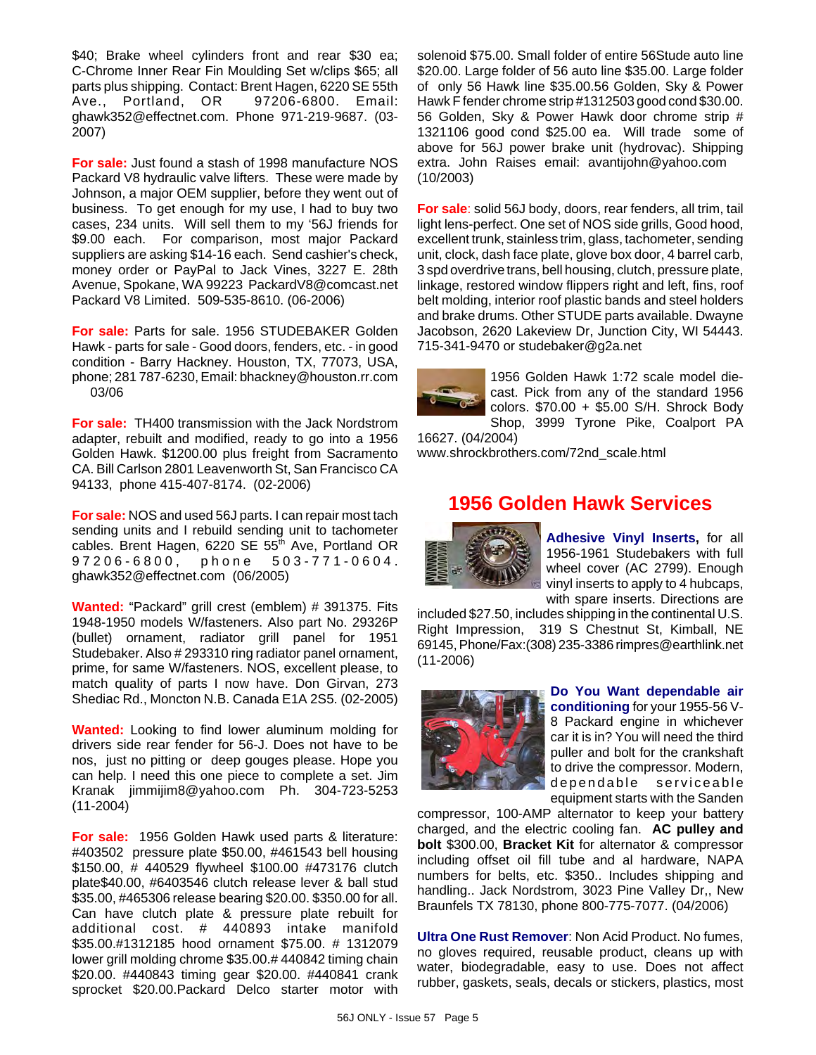$40; Brake wheel cylinders front and rear $30 ea; C-Chrome Inner Rear Fin Moulding Set w/clips $65; all parts plus shipping. Contact: Brent Hagen, 6220 SE 55th Ave., Portland, OR 97206-6800. Email: ghawk352@effectnet.com. Phone 971-219-9687. (03-2007)

**For sale:** Just found a stash of 1998 manufacture NOS Packard V8 hydraulic valve lifters. These were made by Johnson, a major OEM supplier, before they went out of business. To get enough for my use, I had to buy two cases, 234 units. Will sell them to my '56J friends for $9.00 each. For comparison, most major Packard suppliers are asking $14-16 each. Send cashier's check, money order or PayPal to Jack Vines, 3227 E. 28th Avenue, Spokane, WA 99223 PackardV8@comcast.net Packard V8 Limited. 509-535-8610. (06-2006)

**For sale:** Parts for sale. 1956 STUDEBAKER Golden Hawk - parts for sale - Good doors, fenders, etc. - in good condition - Barry Hackney. Houston, TX, 77073, USA, phone; 281 787-6230, Email: bhackney@houston.rr.com 03/06

**For sale:** TH400 transmission with the Jack Nordstrom adapter, rebuilt and modified, ready to go into a 1956 Golden Hawk. $1200.00 plus freight from Sacramento CA. Bill Carlson 2801 Leavenworth St, San Francisco CA 94133, phone 415-407-8174. (02-2006)

**For sale:** NOS and used 56J parts. I can repair most tach sending units and I rebuild sending unit to tachometer cables. Brent Hagen, 6220 SE 55th Ave, Portland OR 97206-6800, phone 503-771-0604. ghawk352@effectnet.com (06/2005)

**Wanted:** "Packard" grill crest (emblem) # 391375. Fits 1948-1950 models W/fasteners. Also part No. 29326P (bullet) ornament, radiator grill panel for 1951 Studebaker. Also # 293310 ring radiator panel ornament, prime, for same W/fasteners. NOS, excellent please, to match quality of parts I now have. Don Girvan, 273 Shediac Rd., Moncton N.B. Canada E1A 2S5. (02-2005)

**Wanted:** Looking to find lower aluminum molding for drivers side rear fender for 56-J. Does not have to be nos, just no pitting or deep gouges please. Hope you can help. I need this one piece to complete a set. Jim Kranak jimmijim8@yahoo.com Ph. 304-723-5253 (11-2004)

**For sale:** 1956 Golden Hawk used parts & literature: #403502 pressure plate $50.00, #461543 bell housing $150.00, # 440529 flywheel $100.00 #473176 clutch plate$40.00, #6403546 clutch release lever & ball stud $35.00, #465306 release bearing $20.00. $350.00 for all. Can have clutch plate & pressure plate rebuilt for additional cost. # 440893 intake manifold $35.00.#1312185 hood ornament $75.00. # 1312079 lower grill molding chrome $35.00.# 440842 timing chain $20.00. #440843 timing gear $20.00. #440841 crank sprocket $20.00.Packard Delco starter motor with solenoid $75.00. Small folder of entire 56Stude auto line $20.00. Large folder of 56 auto line $35.00. Large folder of only 56 Hawk line $35.00.56 Golden, Sky & Power Hawk F fender chrome strip #1312503 good cond $30.00. 56 Golden, Sky & Power Hawk door chrome strip # 1321106 good cond $25.00 ea. Will trade some of above for 56J power brake unit (hydrovac). Shipping extra. John Raises email: avantijohn@yahoo.com (10/2003)

**For sale**: solid 56J body, doors, rear fenders, all trim, tail light lens-perfect. One set of NOS side grills, Good hood, excellent trunk, stainless trim, glass, tachometer, sending unit, clock, dash face plate, glove box door, 4 barrel carb, 3 spd overdrive trans, bell housing, clutch, pressure plate, linkage, restored window flippers right and left, fins, roof belt molding, interior roof plastic bands and steel holders and brake drums. Other STUDE parts available. Dwayne Jacobson, 2620 Lakeview Dr, Junction City, WI 54443. 715-341-9470 or studebaker@g2a.net

1956 Golden Hawk 1:72 scale model die-cast. Pick from any of the standard 1956 colors. $70.00 + $5.00 S/H. Shrock Body Shop, 3999 Tyrone Pike, Coalport PA 16627. (04/2004) www.shrockbrothers.com/72nd_scale.html

## 1956 Golden Hawk Services

**Adhesive Vinyl Inserts,** for all 1956-1961 Studebakers with full wheel cover (AC 2799). Enough vinyl inserts to apply to 4 hubcaps, with spare inserts. Directions are included $27.50, includes shipping in the continental U.S. Right Impression, 319 S Chestnut St, Kimball, NE 69145, Phone/Fax:(308) 235-3386 rimpres@earthlink.net (11-2006)

**Do You Want dependable air conditioning** for your 1955-56 V-8 Packard engine in whichever car it is in? You will need the third puller and bolt for the crankshaft to drive the compressor. Modern, dependable serviceable equipment starts with the Sanden compressor, 100-AMP alternator to keep your battery charged, and the electric cooling fan. **AC pulley and bolt** $300.00, **Bracket Kit** for alternator & compressor including offset oil fill tube and al hardware, NAPA numbers for belts, etc. $350.. Includes shipping and handling.. Jack Nordstrom, 3023 Pine Valley Dr,, New Braunfels TX 78130, phone 800-775-7077. (04/2006)

**Ultra One Rust Remover**: Non Acid Product. No fumes, no gloves required, reusable product, cleans up with water, biodegradable, easy to use. Does not affect rubber, gaskets, seals, decals or stickers, plastics, most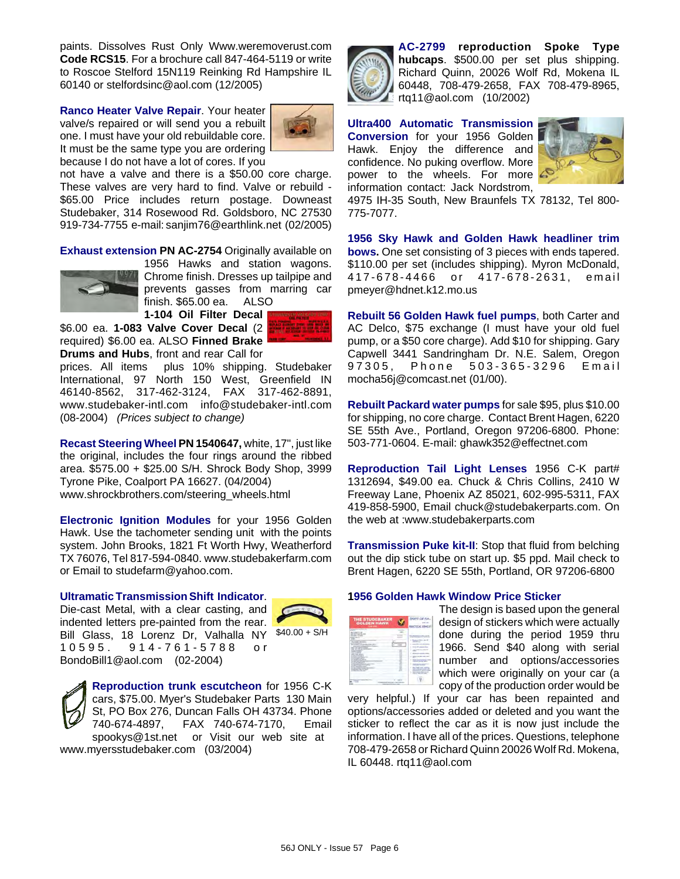paints. Dissolves Rust Only Www.weremoverust.com **Code RCS15**. For a brochure call 847-464-5119 or write to Roscoe Stelford 15N119 Reinking Rd Hampshire IL 60140 or stelfordsinc@aol.com (12/2005)

**Ranco Heater Valve Repair**. Your heater valve/s repaired or will send you a rebuilt one. I must have your old rebuildable core. It must be the same type you are ordering because I do not have a lot of cores. If you not have a valve and there is a $50.00 core charge. These valves are very hard to find. Valve or rebuild - $65.00 Price includes return postage. Downeast Studebaker, 314 Rosewood Rd. Goldsboro, NC 27530 919-734-7755 e-mail: sanjim76@earthlink.net (02/2005)

**Exhaust extension PN AC-2754** Originally available on 1956 Hawks and station wagons. Chrome finish. Dresses up tailpipe and prevents gasses from marring car finish. $65.00 ea. ALSO **1-104 Oil Filter Decal** $6.00 ea. **1-083 Valve Cover Decal** (2 required) $6.00 ea. ALSO **Finned Brake Drums and Hubs**, front and rear Call for prices. All items plus 10% shipping. Studebaker International, 97 North 150 West, Greenfield IN 46140-8562, 317-462-3124, FAX 317-462-8891, www.studebaker-intl.com info@studebaker-intl.com (08-2004) *(Prices subject to change)*

**Recast Steering Wheel PN 1540647,** white, 17", just like the original, includes the four rings around the ribbed area. $575.00 + $25.00 S/H. Shrock Body Shop, 3999 Tyrone Pike, Coalport PA 16627. (04/2004) www.shrockbrothers.com/steering_wheels.html

**Electronic Ignition Modules** for your 1956 Golden Hawk. Use the tachometer sending unit with the points system. John Brooks, 1821 Ft Worth Hwy, Weatherford TX 76076, Tel 817-594-0840. www.studebakerfarm.com or Email to studefarm@yahoo.com.

**Ultramatic Transmission Shift Indicator**. Die-cast Metal, with a clear casting, and indented letters pre-painted from the rear. Bill Glass, 18 Lorenz Dr, Valhalla NY 10595. 914-761-5788 or BondoBill1@aol.com (02-2004)

$40.00 + S/H

**Reproduction trunk escutcheon** for 1956 C-K cars, $75.00. Myer's Studebaker Parts 130 Main St, PO Box 276, Duncan Falls OH 43734. Phone 740-674-4897, FAX 740-674-7170, Email spookys@1st.net or Visit our web site at www.myersstudebaker.com (03/2004)

**AC-2799 reproduction Spoke Type hubcaps**. $500.00 per set plus shipping. Richard Quinn, 20026 Wolf Rd, Mokena IL 60448, 708-479-2658, FAX 708-479-8965, rtq11@aol.com (10/2002)

**Ultra400 Automatic Transmission Conversion** for your 1956 Golden Hawk. Enjoy the difference and confidence. No puking overflow. More power to the wheels. For more information contact: Jack Nordstrom, 4975 IH-35 South, New Braunfels TX 78132, Tel 800-775-7077.

**1956 Sky Hawk and Golden Hawk headliner trim bows.** One set consisting of 3 pieces with ends tapered. $110.00 per set (includes shipping). Myron McDonald, 417-678-4466 or 417-678-2631, email pmeyer@hdnet.k12.mo.us

**Rebuilt 56 Golden Hawk fuel pumps**, both Carter and AC Delco, $75 exchange (I must have your old fuel pump, or a $50 core charge). Add $10 for shipping. Gary Capwell 3441 Sandringham Dr. N.E. Salem, Oregon 97305, Phone 503-365-3296 Email mocha56j@comcast.net (01/00).

**Rebuilt Packard water pumps** for sale $95, plus $10.00 for shipping, no core charge. Contact Brent Hagen, 6220 SE 55th Ave., Portland, Oregon 97206-6800. Phone: 503-771-0604. E-mail: ghawk352@effectnet.com

**Reproduction Tail Light Lenses** 1956 C-K part# 1312694, $49.00 ea. Chuck & Chris Collins, 2410 W Freeway Lane, Phoenix AZ 85021, 602-995-5311, FAX 419-858-5900, Email chuck@studebakerparts.com. On the web at :www.studebakerparts.com

**Transmission Puke kit-II**: Stop that fluid from belching out the dip stick tube on start up. $5 ppd. Mail check to Brent Hagen, 6220 SE 55th, Portland, OR 97206-6800

**1956 Golden Hawk Window Price Sticker**

The design is based upon the general design of stickers which were actually done during the period 1959 thru 1966. Send $40 along with serial number and options/accessories which were originally on your car (a copy of the production order would be very helpful.) If your car has been repainted and options/accessories added or deleted and you want the sticker to reflect the car as it is now just include the information. I have all of the prices. Questions, telephone 708-479-2658 or Richard Quinn 20026 Wolf Rd. Mokena, IL 60448. rtq11@aol.com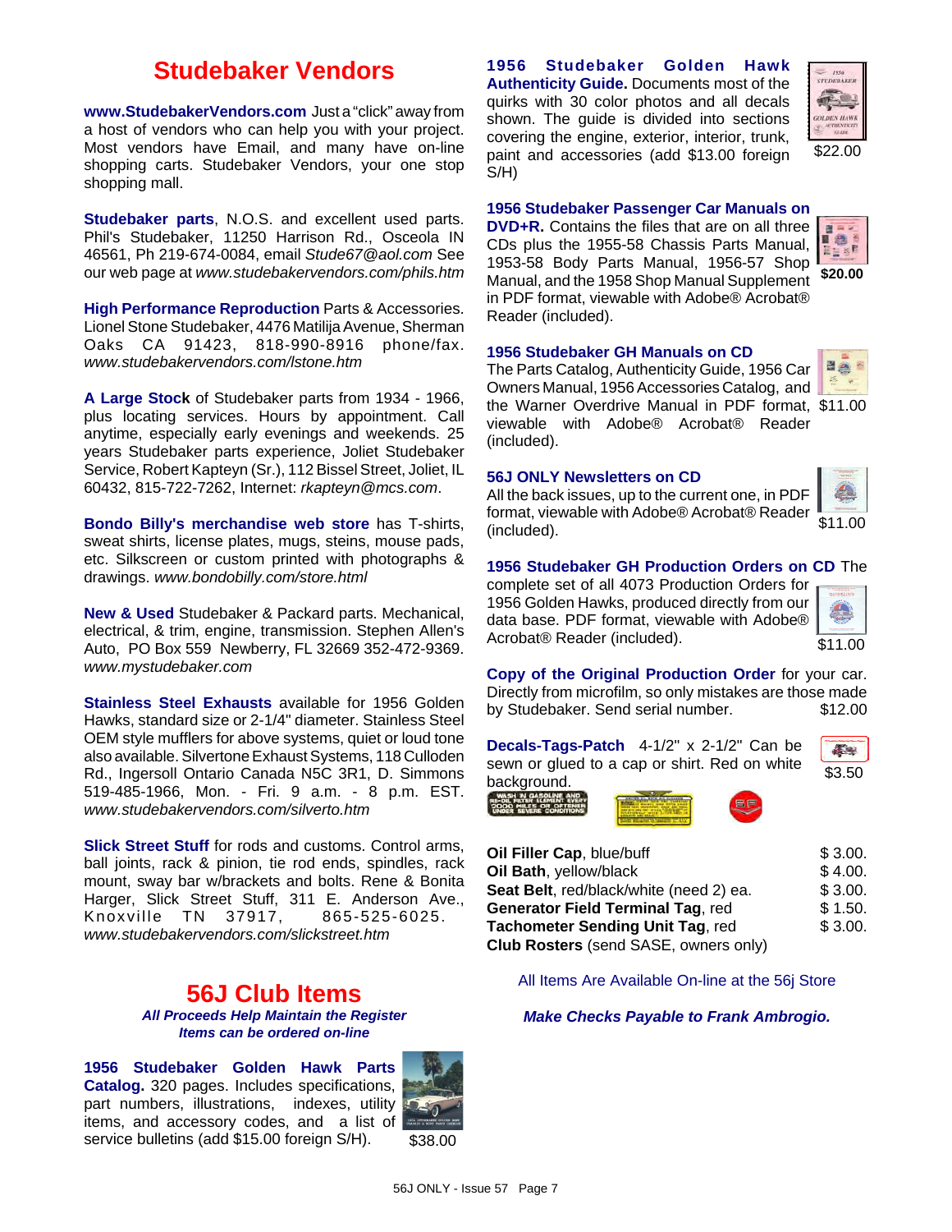## Studebaker Vendors

**www.StudebakerVendors.com** Just a "click" away from a host of vendors who can help you with your project. Most vendors have Email, and many have on-line shopping carts. Studebaker Vendors, your one stop shopping mall.

**Studebaker parts**, N.O.S. and excellent used parts. Phil's Studebaker, 11250 Harrison Rd., Osceola IN 46561, Ph 219-674-0084, email *Stude67@aol.com* See our web page at *www.studebakervendors.com/phils.htm*

**High Performance Reproduction** Parts & Accessories. Lionel Stone Studebaker, 4476 Matilija Avenue, Sherman Oaks CA 91423, 818-990-8916 phone/fax. *www.studebakervendors.com/lstone.htm*

**A Large Stock** of Studebaker parts from 1934 - 1966, plus locating services. Hours by appointment. Call anytime, especially early evenings and weekends. 25 years Studebaker parts experience, Joliet Studebaker Service, Robert Kapteyn (Sr.), 112 Bissel Street, Joliet, IL 60432, 815-722-7262, Internet: *rkapteyn@mcs.com*.

**Bondo Billy's merchandise web store** has T-shirts, sweat shirts, license plates, mugs, steins, mouse pads, etc. Silkscreen or custom printed with photographs & drawings. *www.bondobilly.com/store.html*

**New & Used** Studebaker & Packard parts. Mechanical, electrical, & trim, engine, transmission. Stephen Allen's Auto, PO Box 559 Newberry, FL 32669 352-472-9369. *www.mystudebaker.com*

**Stainless Steel Exhausts** available for 1956 Golden Hawks, standard size or 2-1/4" diameter. Stainless Steel OEM style mufflers for above systems, quiet or loud tone also available. Silvertone Exhaust Systems, 118 Culloden Rd., Ingersoll Ontario Canada N5C 3R1, D. Simmons 519-485-1966, Mon. - Fri. 9 a.m. - 8 p.m. EST. *www.studebakervendors.com/silverto.htm*

**Slick Street Stuff** for rods and customs. Control arms, ball joints, rack & pinion, tie rod ends, spindles, rack mount, sway bar w/brackets and bolts. Rene & Bonita Harger, Slick Street Stuff, 311 E. Anderson Ave., Knoxville TN 37917, 865-525-6025. *www.studebakervendors.com/slickstreet.htm*

## 56J Club Items

***All Proceeds Help Maintain the Register***
***Items can be ordered on-line***

**1956 Studebaker Golden Hawk Parts Catalog.** 320 pages. Includes specifications, part numbers, illustrations, indexes, utility items, and accessory codes, and a list of service bulletins (add $15.00 foreign S/H). $38.00

**1956 Studebaker Golden Hawk Authenticity Guide.** Documents most of the quirks with 30 color photos and all decals shown. The guide is divided into sections covering the engine, exterior, interior, trunk, paint and accessories (add $13.00 foreign S/H) $22.00

**1956 Studebaker Passenger Car Manuals on DVD+R.** Contains the files that are on all three CDs plus the 1955-58 Chassis Parts Manual, 1953-58 Body Parts Manual, 1956-57 Shop Manual, and the 1958 Shop Manual Supplement in PDF format, viewable with Adobe® Acrobat® Reader (included). **$20.00**

**1956 Studebaker GH Manuals on CD**
The Parts Catalog, Authenticity Guide, 1956 Car Owners Manual, 1956 Accessories Catalog, and the Warner Overdrive Manual in PDF format, viewable with Adobe® Acrobat® Reader (included). $11.00

**56J ONLY Newsletters on CD**
All the back issues, up to the current one, in PDF format, viewable with Adobe® Acrobat® Reader (included). $11.00

**1956 Studebaker GH Production Orders on CD** The complete set of all 4073 Production Orders for 1956 Golden Hawks, produced directly from our data base. PDF format, viewable with Adobe® Acrobat® Reader (included). $11.00

**Copy of the Original Production Order** for your car. Directly from microfilm, so only mistakes are those made by Studebaker. Send serial number. $12.00

**Decals-Tags-Patch** 4-1/2" x 2-1/2" Can be sewn or glued to a cap or shirt. Red on white background. $3.50

| Item | Price |
|---|---|
| **Oil Filler Cap**, blue/buff | $ 3.00. |
| **Oil Bath**, yellow/black | $ 4.00. |
| **Seat Belt**, red/black/white (need 2) ea. | $ 3.00. |
| **Generator Field Terminal Tag**, red | $ 1.50. |
| **Tachometer Sending Unit Tag**, red | $ 3.00. |
| **Club Rosters** (send SASE, owners only) | |

All Items Are Available On-line at the 56j Store

***Make Checks Payable to Frank Ambrogio.***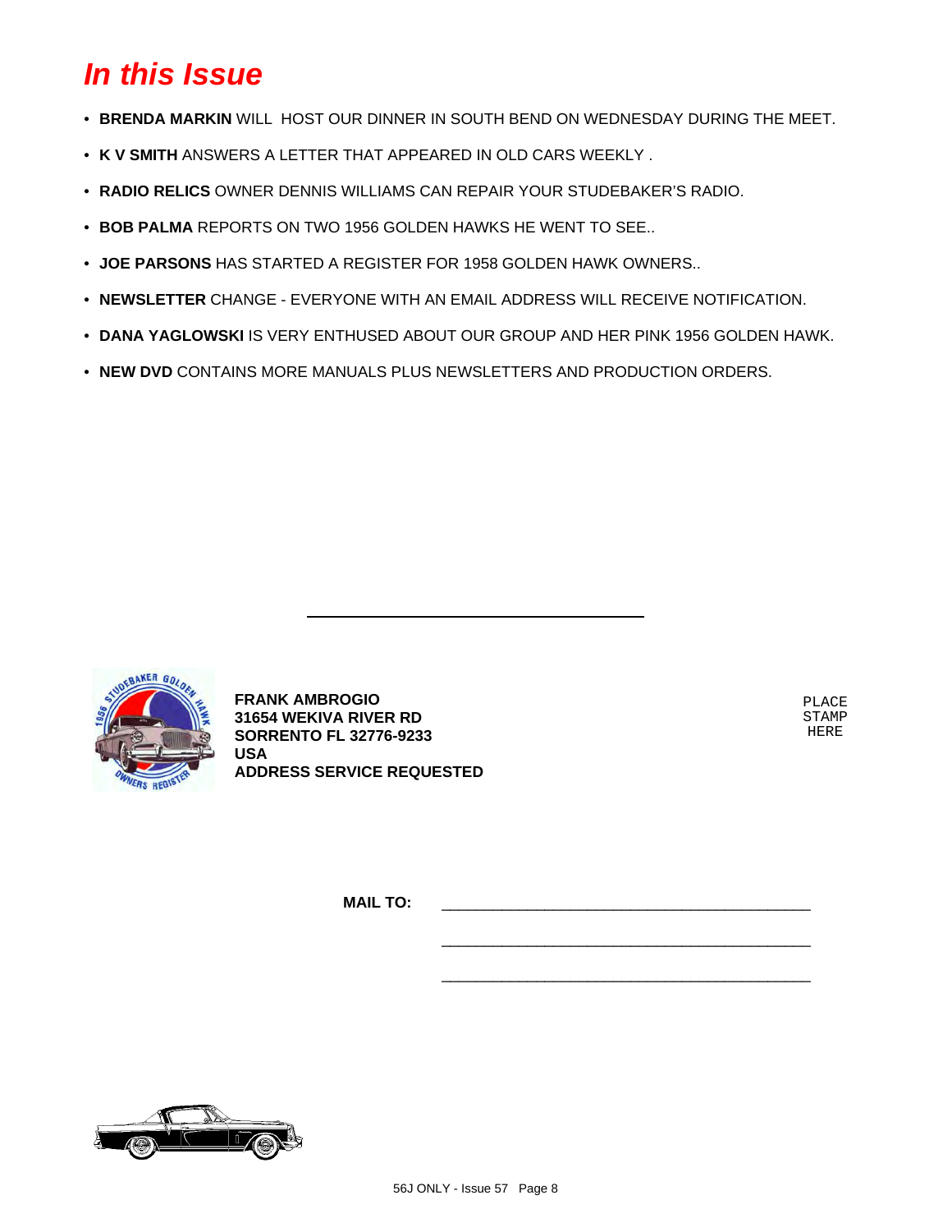# *In this Issue*

- **BRENDA MARKIN** WILL HOST OUR DINNER IN SOUTH BEND ON WEDNESDAY DURING THE MEET.
- **K V SMITH** ANSWERS A LETTER THAT APPEARED IN OLD CARS WEEKLY .
- **RADIO RELICS** OWNER DENNIS WILLIAMS CAN REPAIR YOUR STUDEBAKER'S RADIO.
- **BOB PALMA** REPORTS ON TWO 1956 GOLDEN HAWKS HE WENT TO SEE..
- **JOE PARSONS** HAS STARTED A REGISTER FOR 1958 GOLDEN HAWK OWNERS..
- **NEWSLETTER** CHANGE - EVERYONE WITH AN EMAIL ADDRESS WILL RECEIVE NOTIFICATION.
- **DANA YAGLOWSKI** IS VERY ENTHUSED ABOUT OUR GROUP AND HER PINK 1956 GOLDEN HAWK.
- **NEW DVD** CONTAINS MORE MANUALS PLUS NEWSLETTERS AND PRODUCTION ORDERS.

---

**FRANK AMBROGIO**
**31654 WEKIVA RIVER RD**
**SORRENTO FL 32776-9233**
**USA**
**ADDRESS SERVICE REQUESTED**

PLACE
STAMP
HERE

**MAIL TO:** ____________________________________________

____________________________________________

____________________________________________